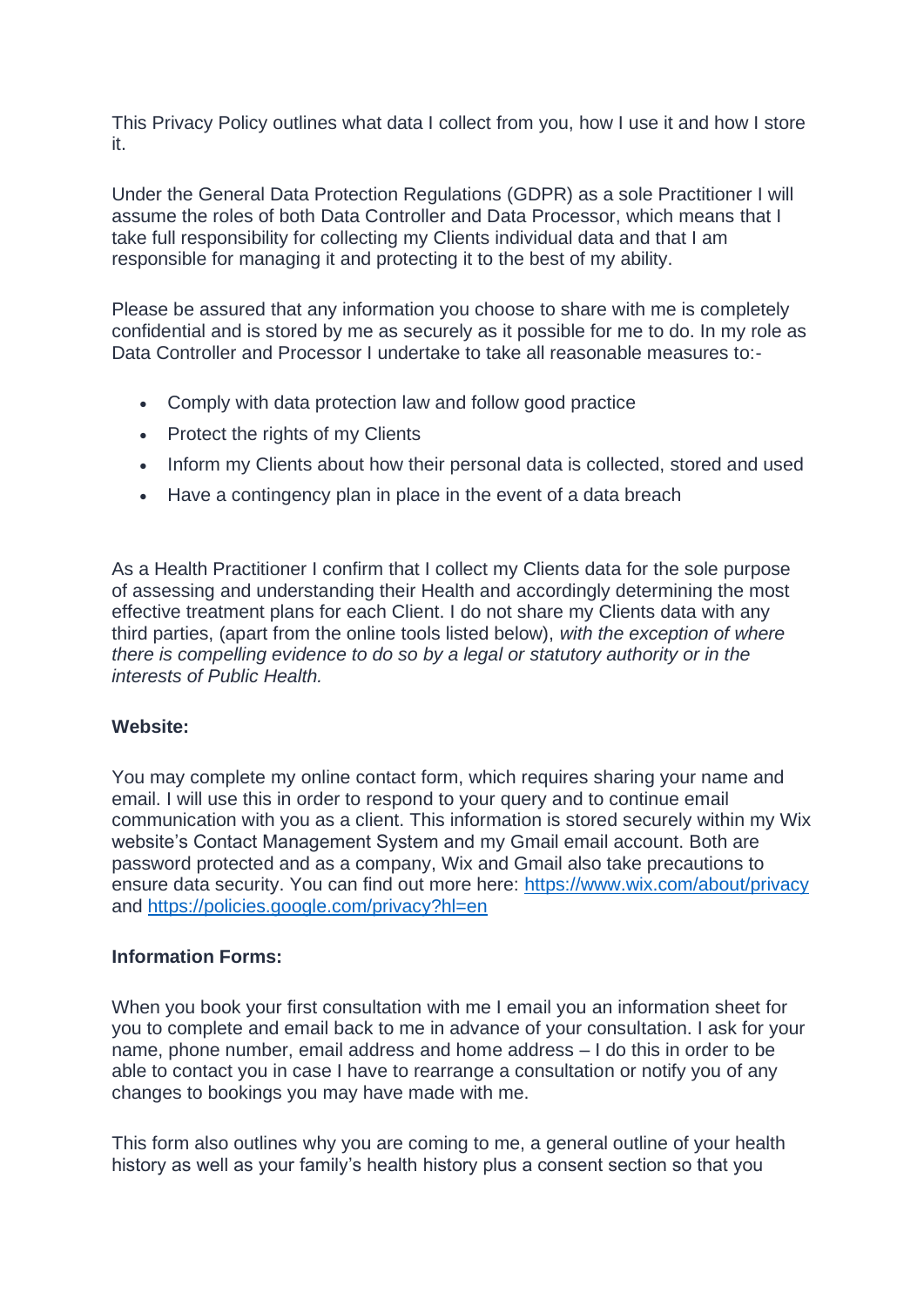This Privacy Policy outlines what data I collect from you, how I use it and how I store it.

Under the General Data Protection Regulations (GDPR) as a sole Practitioner I will assume the roles of both Data Controller and Data Processor, which means that I take full responsibility for collecting my Clients individual data and that I am responsible for managing it and protecting it to the best of my ability.

Please be assured that any information you choose to share with me is completely confidential and is stored by me as securely as it possible for me to do. In my role as Data Controller and Processor I undertake to take all reasonable measures to:-

- Comply with data protection law and follow good practice
- Protect the rights of my Clients
- Inform my Clients about how their personal data is collected, stored and used
- Have a contingency plan in place in the event of a data breach

As a Health Practitioner I confirm that I collect my Clients data for the sole purpose of assessing and understanding their Health and accordingly determining the most effective treatment plans for each Client. I do not share my Clients data with any third parties, (apart from the online tools listed below), *with the exception of where there is compelling evidence to do so by a legal or statutory authority or in the interests of Public Health.*

**Website:**

You may complete my online contact form, which requires sharing your name and email. I will use this in order to respond to your query and to continue email communication with you as a client. This information is stored securely within my Wix website's Contact Management System and my Gmail email account. Both are password protected and as a company, Wix and Gmail also take precautions to ensure data security. You can find out more here: [https://www.wix.com/about/privacy](https://www.wix.com/about/privacy) and [https://policies.google.com/privacy?hl=en](https://policies.google.com/privacy?hl=en)

**Information Forms:**

When you book your first consultation with me I email you an information sheet for you to complete and email back to me in advance of your consultation. I ask for your name, phone number, email address and home address – I do this in order to be able to contact you in case I have to rearrange a consultation or notify you of any changes to bookings you may have made with me.

This form also outlines why you are coming to me, a general outline of your health history as well as your family's health history plus a consent section so that you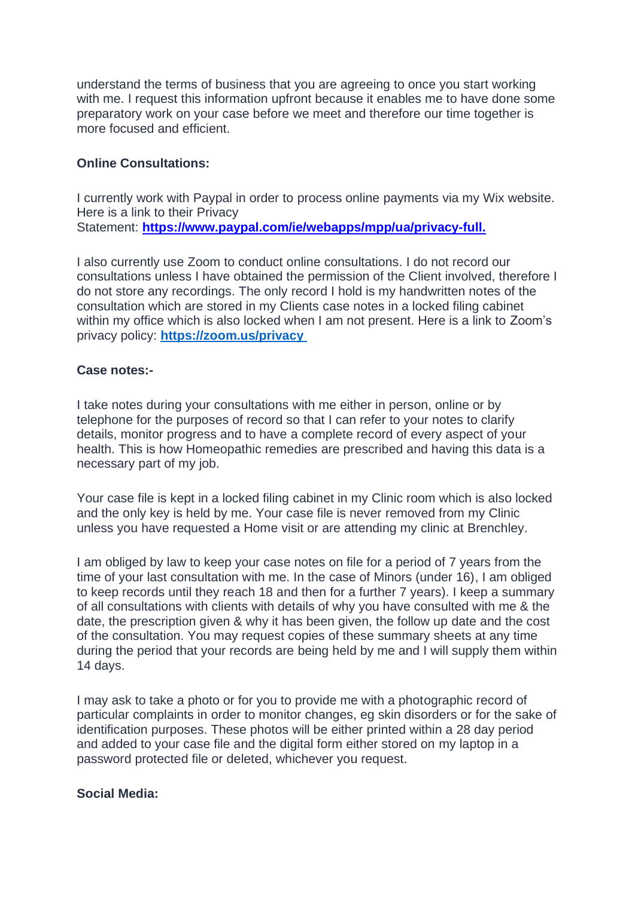understand the terms of business that you are agreeing to once you start working with me. I request this information upfront because it enables me to have done some preparatory work on your case before we meet and therefore our time together is more focused and efficient.

**Online Consultations:**

I currently work with Paypal in order to process online payments via my Wix website. Here is a link to their Privacy Statement: **https://www.paypal.com/ie/webapps/mpp/ua/privacy-full.**

I also currently use Zoom to conduct online consultations. I do not record our consultations unless I have obtained the permission of the Client involved, therefore I do not store any recordings. The only record I hold is my handwritten notes of the consultation which are stored in my Clients case notes in a locked filing cabinet within my office which is also locked when I am not present. Here is a link to Zoom's privacy policy: **https://zoom.us/privacy**

**Case notes:-**

I take notes during your consultations with me either in person, online or by telephone for the purposes of record so that I can refer to your notes to clarify details, monitor progress and to have a complete record of every aspect of your health. This is how Homeopathic remedies are prescribed and having this data is a necessary part of my job.

Your case file is kept in a locked filing cabinet in my Clinic room which is also locked and the only key is held by me. Your case file is never removed from my Clinic unless you have requested a Home visit or are attending my clinic at Brenchley.

I am obliged by law to keep your case notes on file for a period of 7 years from the time of your last consultation with me. In the case of Minors (under 16), I am obliged to keep records until they reach 18 and then for a further 7 years). I keep a summary of all consultations with clients with details of why you have consulted with me & the date, the prescription given & why it has been given, the follow up date and the cost of the consultation. You may request copies of these summary sheets at any time during the period that your records are being held by me and I will supply them within 14 days.

I may ask to take a photo or for you to provide me with a photographic record of particular complaints in order to monitor changes, eg skin disorders or for the sake of identification purposes. These photos will be either printed within a 28 day period and added to your case file and the digital form either stored on my laptop in a password protected file or deleted, whichever you request.

**Social Media:**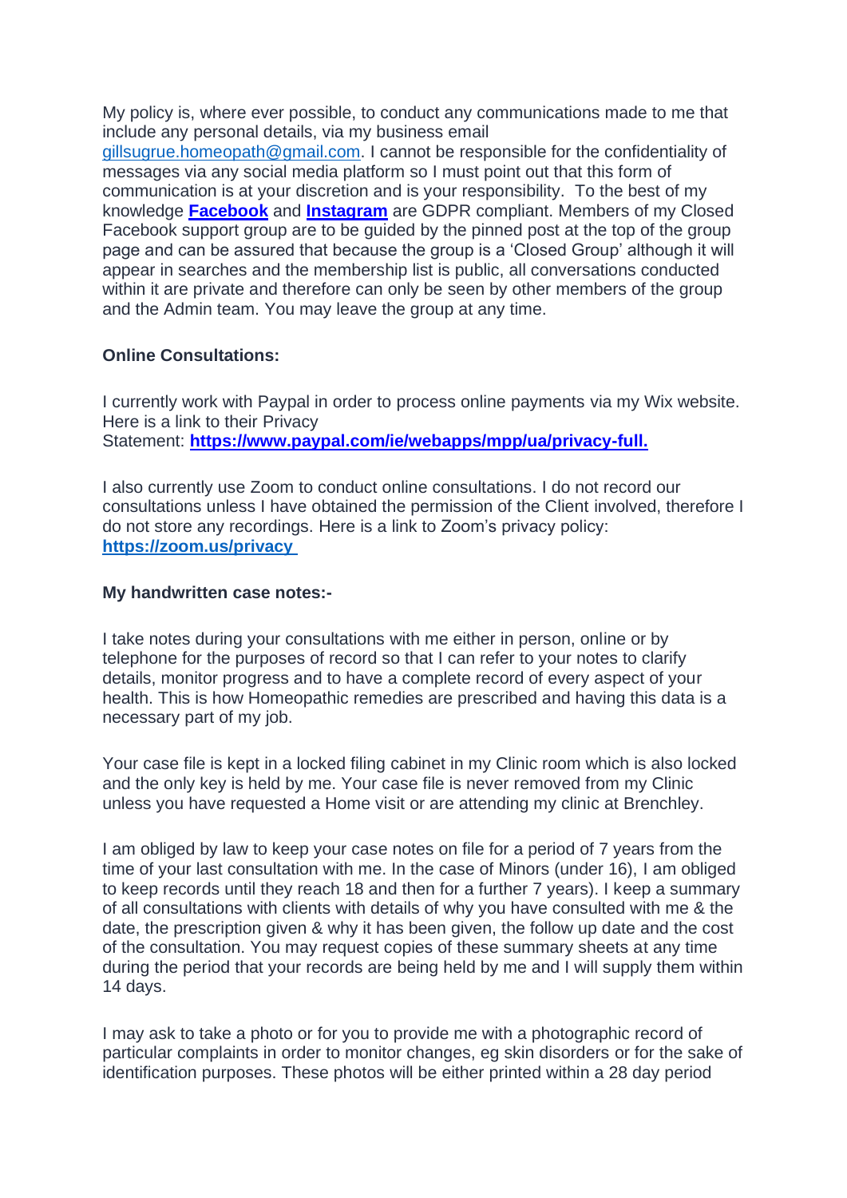My policy is, where ever possible, to conduct any communications made to me that include any personal details, via my business email gillsugrue.homeopath@gmail.com. I cannot be responsible for the confidentiality of messages via any social media platform so I must point out that this form of communication is at your discretion and is your responsibility. To the best of my knowledge **Facebook** and **Instagram** are GDPR compliant. Members of my Closed Facebook support group are to be guided by the pinned post at the top of the group page and can be assured that because the group is a 'Closed Group' although it will appear in searches and the membership list is public, all conversations conducted within it are private and therefore can only be seen by other members of the group and the Admin team. You may leave the group at any time.

**Online Consultations:**

I currently work with Paypal in order to process online payments via my Wix website. Here is a link to their Privacy Statement: **https://www.paypal.com/ie/webapps/mpp/ua/privacy-full.**

I also currently use Zoom to conduct online consultations. I do not record our consultations unless I have obtained the permission of the Client involved, therefore I do not store any recordings. Here is a link to Zoom's privacy policy: **https://zoom.us/privacy**

**My handwritten case notes:-**

I take notes during your consultations with me either in person, online or by telephone for the purposes of record so that I can refer to your notes to clarify details, monitor progress and to have a complete record of every aspect of your health. This is how Homeopathic remedies are prescribed and having this data is a necessary part of my job.

Your case file is kept in a locked filing cabinet in my Clinic room which is also locked and the only key is held by me. Your case file is never removed from my Clinic unless you have requested a Home visit or are attending my clinic at Brenchley.

I am obliged by law to keep your case notes on file for a period of 7 years from the time of your last consultation with me. In the case of Minors (under 16), I am obliged to keep records until they reach 18 and then for a further 7 years). I keep a summary of all consultations with clients with details of why you have consulted with me & the date, the prescription given & why it has been given, the follow up date and the cost of the consultation. You may request copies of these summary sheets at any time during the period that your records are being held by me and I will supply them within 14 days.

I may ask to take a photo or for you to provide me with a photographic record of particular complaints in order to monitor changes, eg skin disorders or for the sake of identification purposes. These photos will be either printed within a 28 day period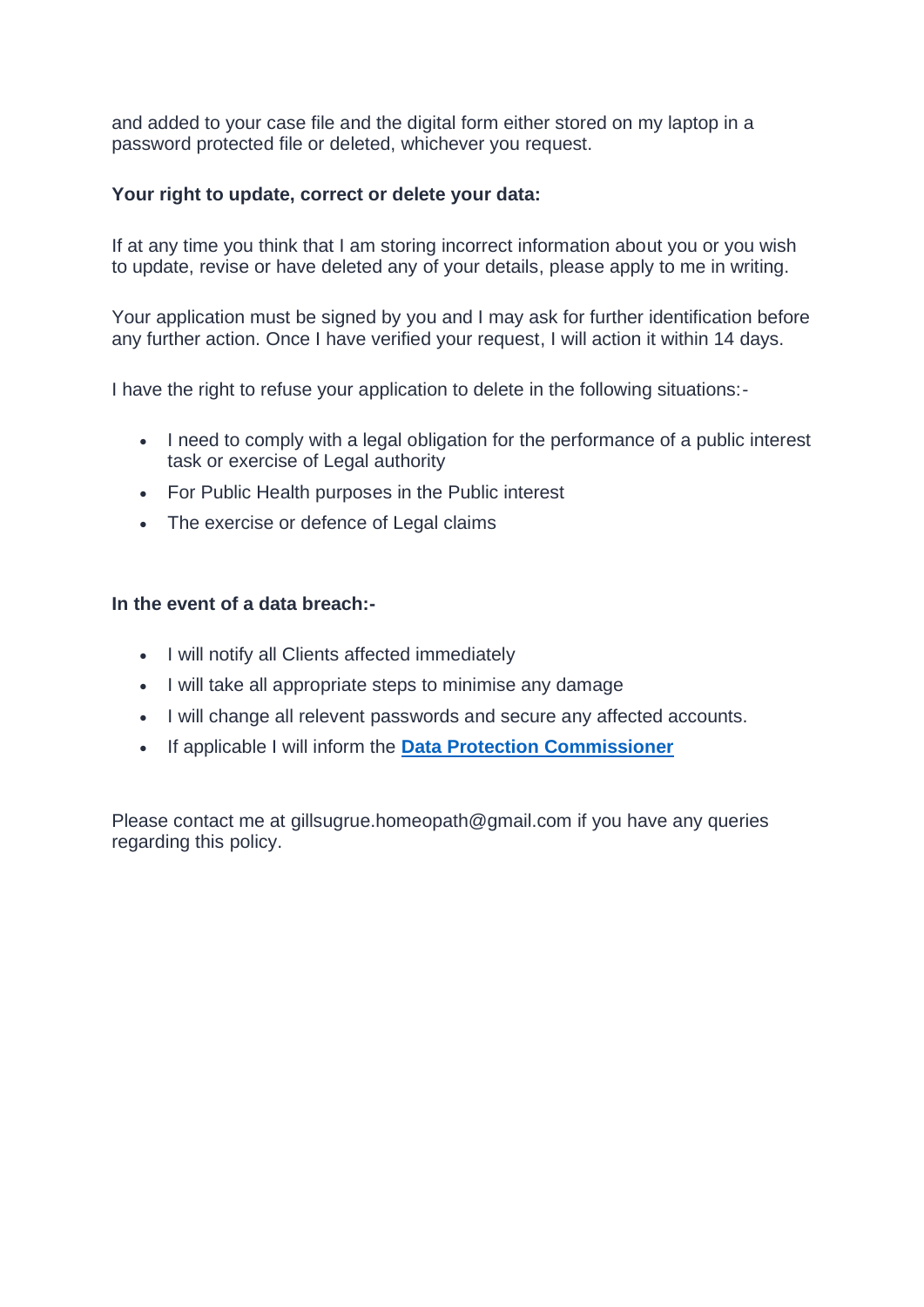and added to your case file and the digital form either stored on my laptop in a password protected file or deleted, whichever you request.

**Your right to update, correct or delete your data:**

If at any time you think that I am storing incorrect information about you or you wish to update, revise or have deleted any of your details, please apply to me in writing.

Your application must be signed by you and I may ask for further identification before any further action. Once I have verified your request, I will action it within 14 days.

I have the right to refuse your application to delete in the following situations:-

- I need to comply with a legal obligation for the performance of a public interest task or exercise of Legal authority
- For Public Health purposes in the Public interest
- The exercise or defence of Legal claims

**In the event of a data breach:-**

- I will notify all Clients affected immediately
- I will take all appropriate steps to minimise any damage
- I will change all relevent passwords and secure any affected accounts.
- If applicable I will inform the **Data Protection Commissioner**

Please contact me at gillsugrue.homeopath@gmail.com if you have any queries regarding this policy.